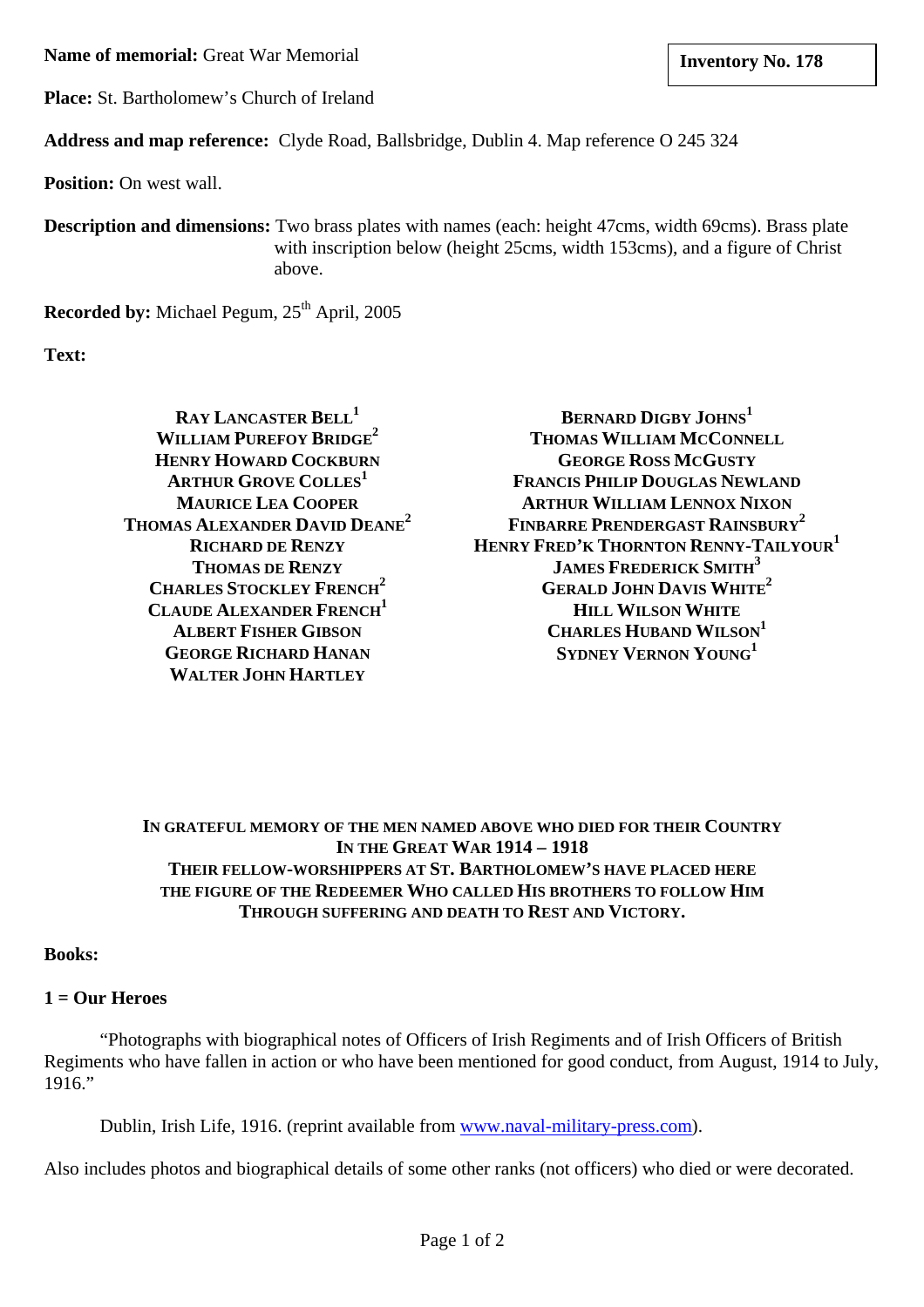**Name of memorial:** Great War Memorial

**Inventory No. 178**

**Place:** St. Bartholomew's Church of Ireland

**Address and map reference:** Clyde Road, Ballsbridge, Dublin 4. Map reference O 245 324

**Position:** On west wall.

**Description and dimensions:** Two brass plates with names (each: height 47cms, width 69cms). Brass plate with inscription below (height 25cms, width 153cms), and a figure of Christ above.

**Recorded by:** Michael Pegum, 25th April, 2005

**Text:**

**RAY LANCASTER BELL**[1]
**WILLIAM PUREFOY BRIDGE**[2]
**HENRY HOWARD COCKBURN**
**ARTHUR GROVE COLLES**[1]
**MAURICE LEA COOPER**
**THOMAS ALEXANDER DAVID DEANE**[2]
**RICHARD DE RENZY**
**THOMAS DE RENZY**
**CHARLES STOCKLEY FRENCH**[2]
**CLAUDE ALEXANDER FRENCH**[1]
**ALBERT FISHER GIBSON**
**GEORGE RICHARD HANAN**
**WALTER JOHN HARTLEY**

**BERNARD DIGBY JOHNS**[1]
**THOMAS WILLIAM MCCONNELL**
**GEORGE ROSS MCGUSTY**
**FRANCIS PHILIP DOUGLAS NEWLAND**
**ARTHUR WILLIAM LENNOX NIXON**
**FINBARRE PRENDERGAST RAINSBURY**[2]
**HENRY FRED'K THORNTON RENNY-TAILYOUR**[1]
**JAMES FREDERICK SMITH**[3]
**GERALD JOHN DAVIS WHITE**[2]
**HILL WILSON WHITE**
**CHARLES HUBAND WILSON**[1]
**SYDNEY VERNON YOUNG**[1]

**IN GRATEFUL MEMORY OF THE MEN NAMED ABOVE WHO DIED FOR THEIR COUNTRY**
**IN THE GREAT WAR 1914 – 1918**
**THEIR FELLOW-WORSHIPPERS AT ST. BARTHOLOMEW'S HAVE PLACED HERE**
**THE FIGURE OF THE REDEEMER WHO CALLED HIS BROTHERS TO FOLLOW HIM**
**THROUGH SUFFERING AND DEATH TO REST AND VICTORY.**

**Books:**

**1 = Our Heroes**

"Photographs with biographical notes of Officers of Irish Regiments and of Irish Officers of British Regiments who have fallen in action or who have been mentioned for good conduct, from August, 1914 to July, 1916."

Dublin, Irish Life, 1916. (reprint available from www.naval-military-press.com).

Also includes photos and biographical details of some other ranks (not officers) who died or were decorated.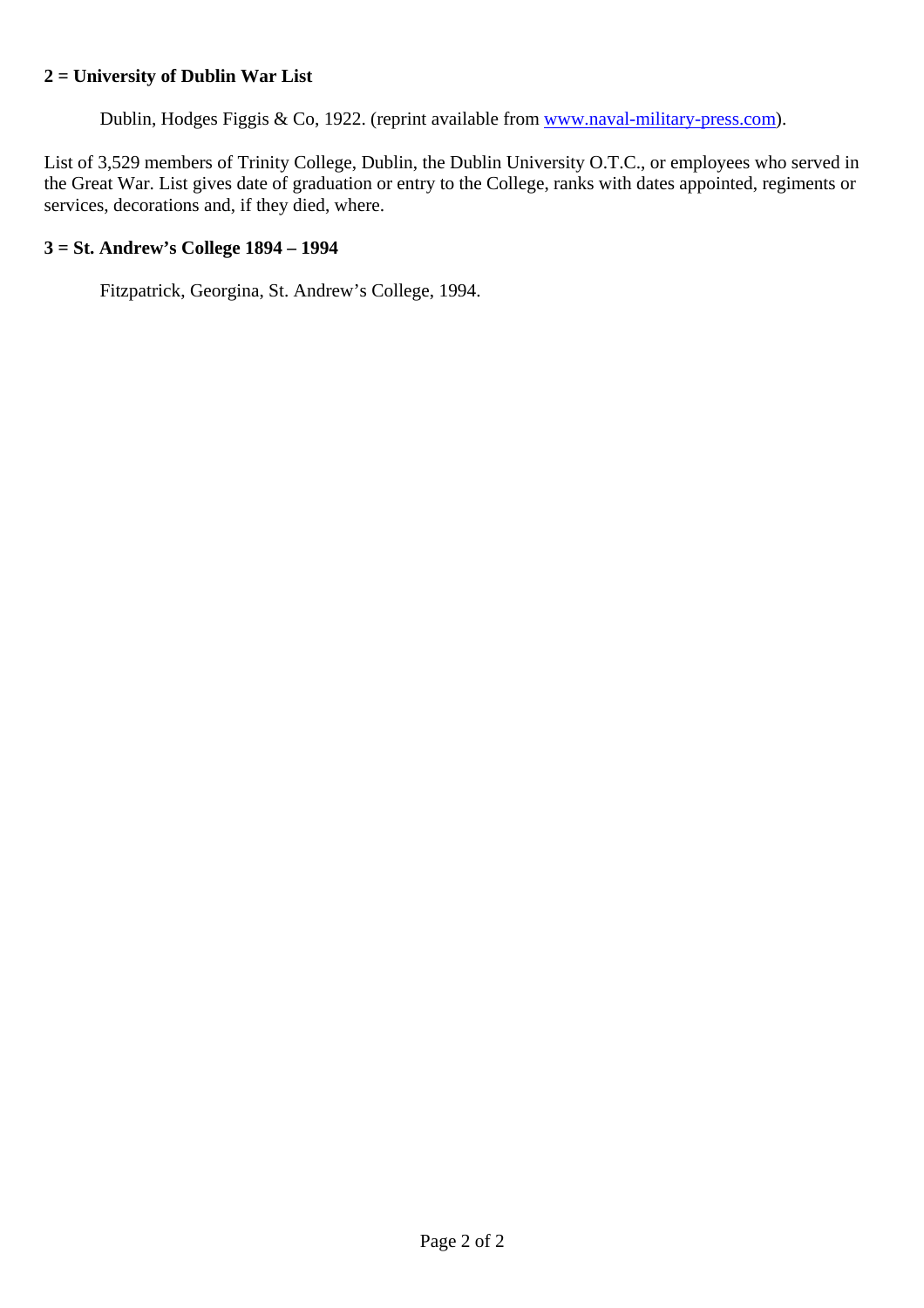**2 = University of Dublin War List**

Dublin, Hodges Figgis & Co, 1922. (reprint available from [www.naval-military-press.com](http://www.naval-military-press.com)).

List of 3,529 members of Trinity College, Dublin, the Dublin University O.T.C., or employees who served in the Great War. List gives date of graduation or entry to the College, ranks with dates appointed, regiments or services, decorations and, if they died, where.

**3 = St. Andrew's College 1894 – 1994**

Fitzpatrick, Georgina, St. Andrew's College, 1994.